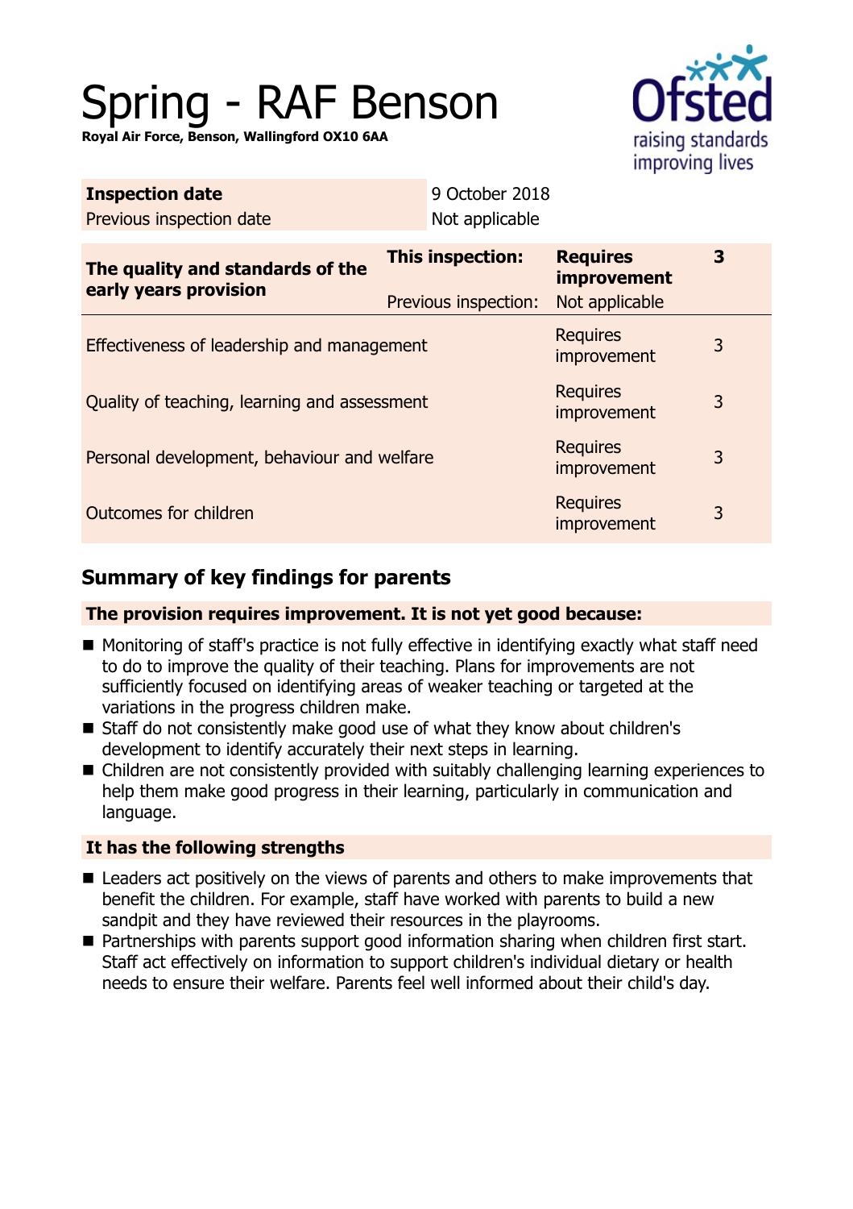# Spring - RAF Benson

**Royal Air Force, Benson, Wallingford OX10 6AA**

| | |
|---|---|
| **Inspection date** | 9 October 2018 |
| Previous inspection date | Not applicable |

| The quality and standards of the early years provision | | | |
|---|---|---|---|
| | **This inspection:** | **Requires improvement** | **3** |
| | Previous inspection: | Not applicable | |
| Effectiveness of leadership and management | | Requires improvement | 3 |
| Quality of teaching, learning and assessment | | Requires improvement | 3 |
| Personal development, behaviour and welfare | | Requires improvement | 3 |
| Outcomes for children | | Requires improvement | 3 |

## Summary of key findings for parents

**The provision requires improvement. It is not yet good because:**

- Monitoring of staff's practice is not fully effective in identifying exactly what staff need to do to improve the quality of their teaching. Plans for improvements are not sufficiently focused on identifying areas of weaker teaching or targeted at the variations in the progress children make.
- Staff do not consistently make good use of what they know about children's development to identify accurately their next steps in learning.
- Children are not consistently provided with suitably challenging learning experiences to help them make good progress in their learning, particularly in communication and language.

**It has the following strengths**

- Leaders act positively on the views of parents and others to make improvements that benefit the children. For example, staff have worked with parents to build a new sandpit and they have reviewed their resources in the playrooms.
- Partnerships with parents support good information sharing when children first start. Staff act effectively on information to support children's individual dietary or health needs to ensure their welfare. Parents feel well informed about their child's day.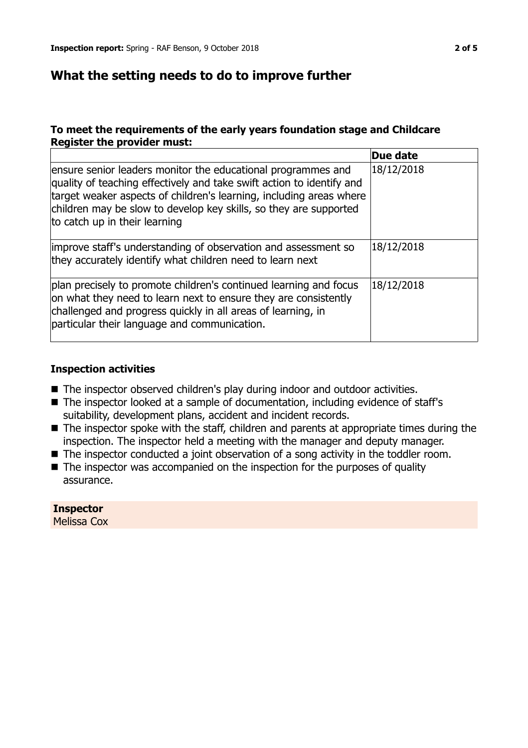## What the setting needs to do to improve further

### To meet the requirements of the early years foundation stage and Childcare Register the provider must:

| | Due date |
|---|---|
| ensure senior leaders monitor the educational programmes and quality of teaching effectively and take swift action to identify and target weaker aspects of children's learning, including areas where children may be slow to develop key skills, so they are supported to catch up in their learning | 18/12/2018 |
| improve staff's understanding of observation and assessment so they accurately identify what children need to learn next | 18/12/2018 |
| plan precisely to promote children's continued learning and focus on what they need to learn next to ensure they are consistently challenged and progress quickly in all areas of learning, in particular their language and communication. | 18/12/2018 |

### Inspection activities

- The inspector observed children's play during indoor and outdoor activities.
- The inspector looked at a sample of documentation, including evidence of staff's suitability, development plans, accident and incident records.
- The inspector spoke with the staff, children and parents at appropriate times during the inspection. The inspector held a meeting with the manager and deputy manager.
- The inspector conducted a joint observation of a song activity in the toddler room.
- The inspector was accompanied on the inspection for the purposes of quality assurance.

**Inspector**
Melissa Cox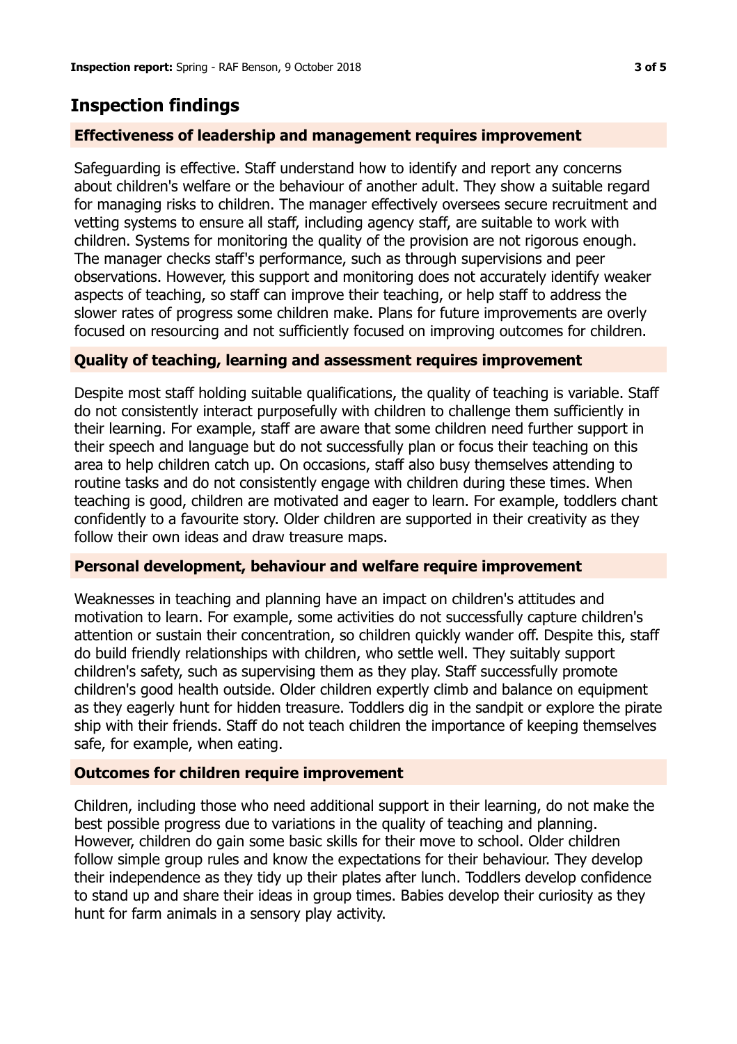## Inspection findings

### Effectiveness of leadership and management requires improvement

Safeguarding is effective. Staff understand how to identify and report any concerns about children's welfare or the behaviour of another adult. They show a suitable regard for managing risks to children. The manager effectively oversees secure recruitment and vetting systems to ensure all staff, including agency staff, are suitable to work with children. Systems for monitoring the quality of the provision are not rigorous enough. The manager checks staff's performance, such as through supervisions and peer observations. However, this support and monitoring does not accurately identify weaker aspects of teaching, so staff can improve their teaching, or help staff to address the slower rates of progress some children make. Plans for future improvements are overly focused on resourcing and not sufficiently focused on improving outcomes for children.

### Quality of teaching, learning and assessment requires improvement

Despite most staff holding suitable qualifications, the quality of teaching is variable. Staff do not consistently interact purposefully with children to challenge them sufficiently in their learning. For example, staff are aware that some children need further support in their speech and language but do not successfully plan or focus their teaching on this area to help children catch up. On occasions, staff also busy themselves attending to routine tasks and do not consistently engage with children during these times. When teaching is good, children are motivated and eager to learn. For example, toddlers chant confidently to a favourite story. Older children are supported in their creativity as they follow their own ideas and draw treasure maps.

### Personal development, behaviour and welfare require improvement

Weaknesses in teaching and planning have an impact on children's attitudes and motivation to learn. For example, some activities do not successfully capture children's attention or sustain their concentration, so children quickly wander off. Despite this, staff do build friendly relationships with children, who settle well. They suitably support children's safety, such as supervising them as they play. Staff successfully promote children's good health outside. Older children expertly climb and balance on equipment as they eagerly hunt for hidden treasure. Toddlers dig in the sandpit or explore the pirate ship with their friends. Staff do not teach children the importance of keeping themselves safe, for example, when eating.

### Outcomes for children require improvement

Children, including those who need additional support in their learning, do not make the best possible progress due to variations in the quality of teaching and planning. However, children do gain some basic skills for their move to school. Older children follow simple group rules and know the expectations for their behaviour. They develop their independence as they tidy up their plates after lunch. Toddlers develop confidence to stand up and share their ideas in group times. Babies develop their curiosity as they hunt for farm animals in a sensory play activity.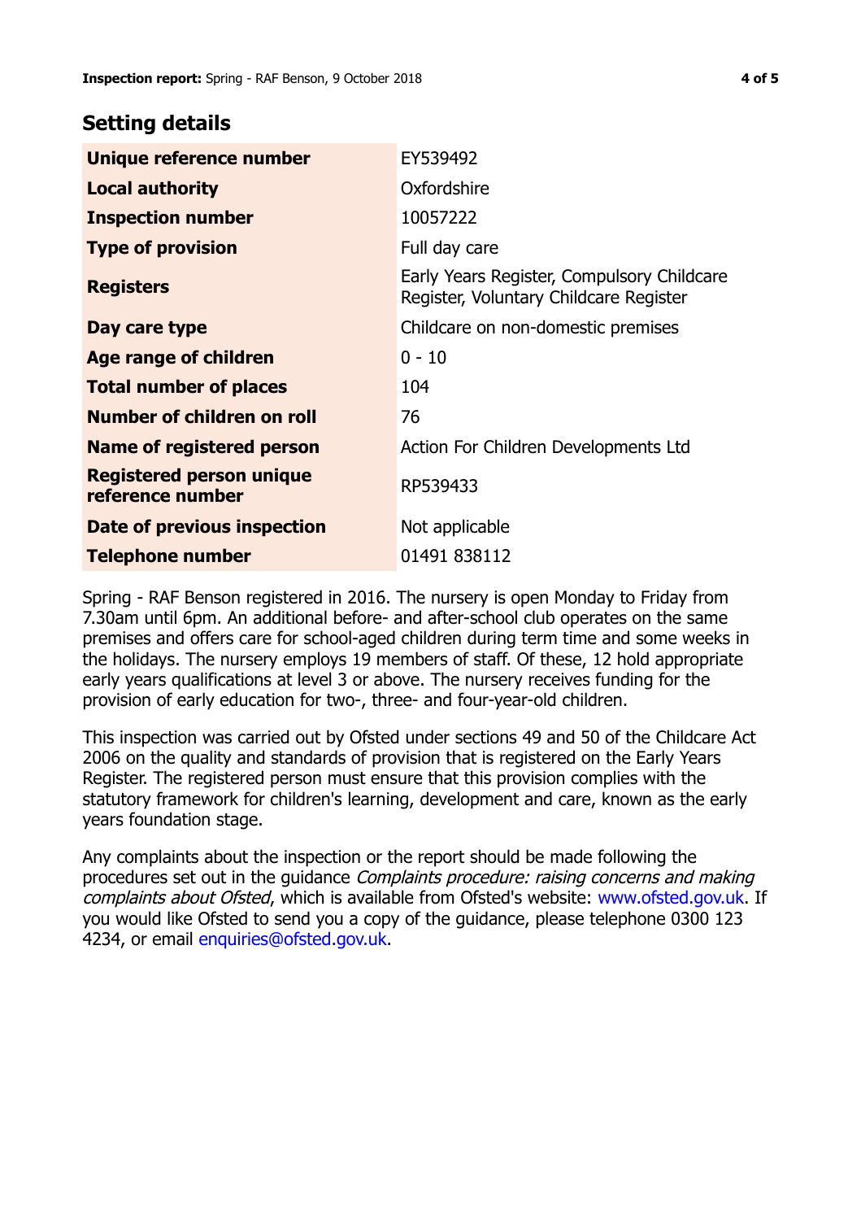## Setting details

| | |
|---|---|
| **Unique reference number** | EY539492 |
| **Local authority** | Oxfordshire |
| **Inspection number** | 10057222 |
| **Type of provision** | Full day care |
| **Registers** | Early Years Register, Compulsory Childcare Register, Voluntary Childcare Register |
| **Day care type** | Childcare on non-domestic premises |
| **Age range of children** | 0 - 10 |
| **Total number of places** | 104 |
| **Number of children on roll** | 76 |
| **Name of registered person** | Action For Children Developments Ltd |
| **Registered person unique reference number** | RP539433 |
| **Date of previous inspection** | Not applicable |
| **Telephone number** | 01491 838112 |

Spring - RAF Benson registered in 2016. The nursery is open Monday to Friday from 7.30am until 6pm. An additional before- and after-school club operates on the same premises and offers care for school-aged children during term time and some weeks in the holidays. The nursery employs 19 members of staff. Of these, 12 hold appropriate early years qualifications at level 3 or above. The nursery receives funding for the provision of early education for two-, three- and four-year-old children.

This inspection was carried out by Ofsted under sections 49 and 50 of the Childcare Act 2006 on the quality and standards of provision that is registered on the Early Years Register. The registered person must ensure that this provision complies with the statutory framework for children's learning, development and care, known as the early years foundation stage.

Any complaints about the inspection or the report should be made following the procedures set out in the guidance *Complaints procedure: raising concerns and making complaints about Ofsted*, which is available from Ofsted's website: www.ofsted.gov.uk. If you would like Ofsted to send you a copy of the guidance, please telephone 0300 123 4234, or email enquiries@ofsted.gov.uk.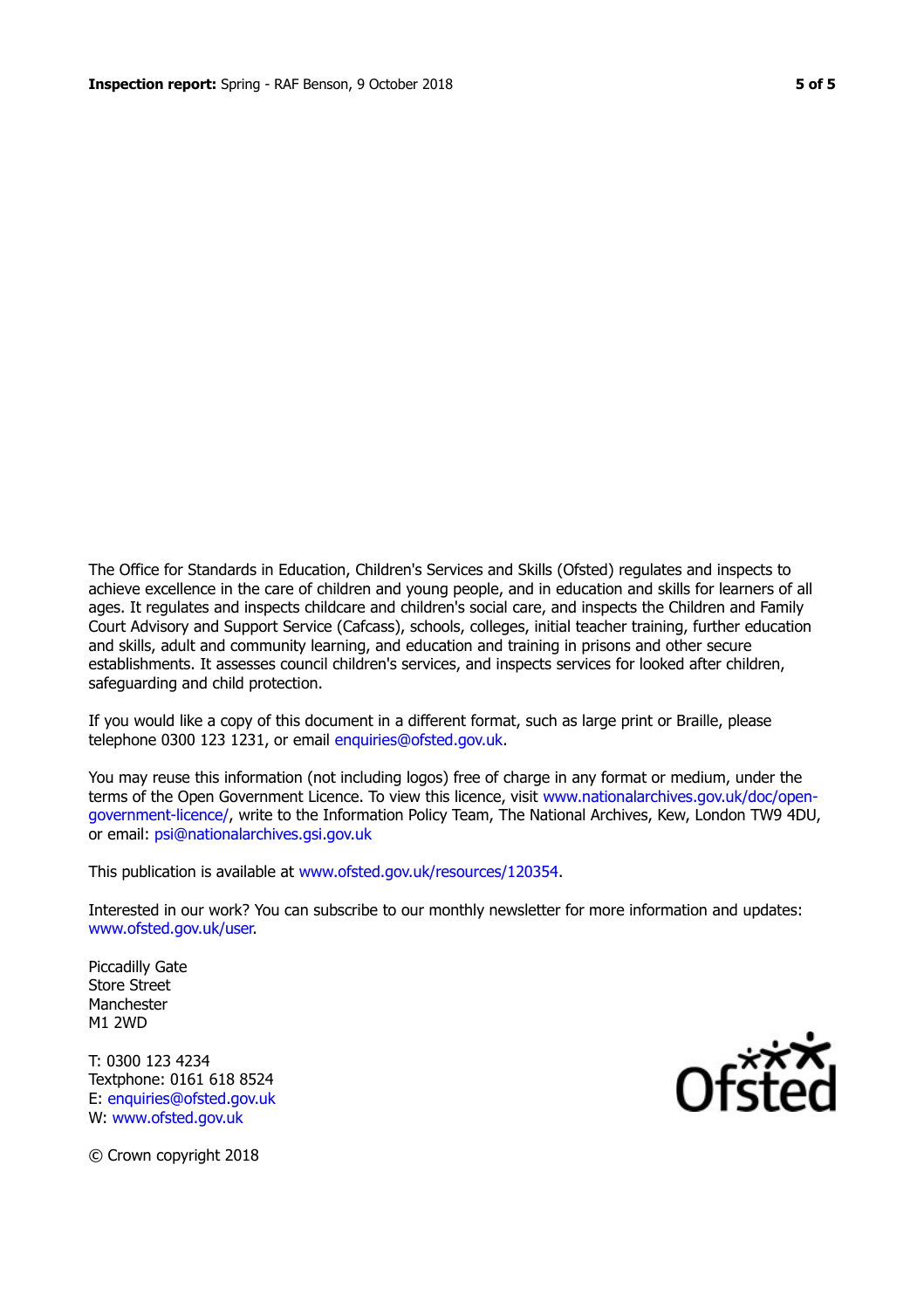The Office for Standards in Education, Children's Services and Skills (Ofsted) regulates and inspects to achieve excellence in the care of children and young people, and in education and skills for learners of all ages. It regulates and inspects childcare and children's social care, and inspects the Children and Family Court Advisory and Support Service (Cafcass), schools, colleges, initial teacher training, further education and skills, adult and community learning, and education and training in prisons and other secure establishments. It assesses council children's services, and inspects services for looked after children, safeguarding and child protection.

If you would like a copy of this document in a different format, such as large print or Braille, please telephone 0300 123 1231, or email enquiries@ofsted.gov.uk.

You may reuse this information (not including logos) free of charge in any format or medium, under the terms of the Open Government Licence. To view this licence, visit www.nationalarchives.gov.uk/doc/open-government-licence/, write to the Information Policy Team, The National Archives, Kew, London TW9 4DU, or email: psi@nationalarchives.gsi.gov.uk

This publication is available at www.ofsted.gov.uk/resources/120354.

Interested in our work? You can subscribe to our monthly newsletter for more information and updates: www.ofsted.gov.uk/user.

Piccadilly Gate
Store Street
Manchester
M1 2WD

T: 0300 123 4234
Textphone: 0161 618 8524
E: enquiries@ofsted.gov.uk
W: www.ofsted.gov.uk

© Crown copyright 2018